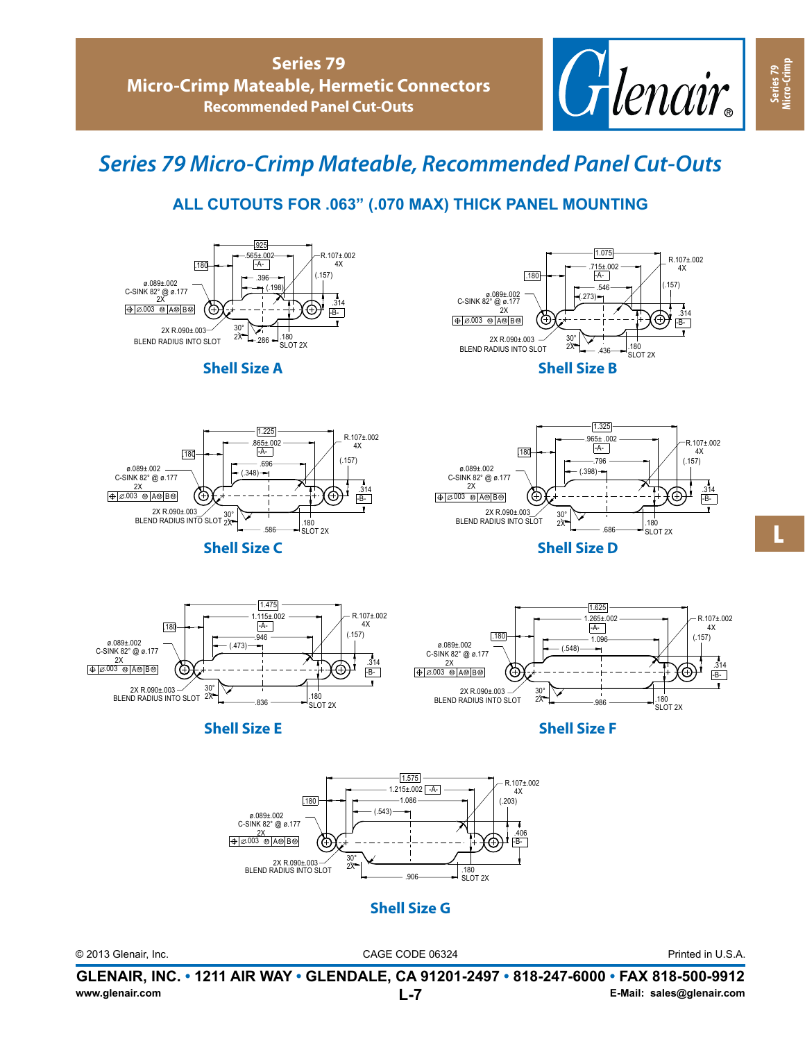# Series 79 Micro-Crimp Mateable, Recommended Panel Cut-Outs

## ALL CUTOUTS FOR .063" (.070 MAX) THICK PANEL MOUNTING

.925
.180
.565±.002
-A-
.396
(.198)
R.107±.002
4X
(.157)
ø.089±.002
C-SINK 82° @ ø.177
2X
⊕ ∅.003 Ⓜ A Ⓜ B Ⓜ
.314
-B-
2X R.090±.003
BLEND RADIUS INTO SLOT
30°
2X
.286
.180
SLOT 2X

### Shell Size A

1.075
.180
.715±.002
-A-
.546
(.273)
R.107±.002
4X
(.157)
ø.089±.002
C-SINK 82° @ ø.177
2X
⊕ ∅.003 Ⓜ A Ⓜ B Ⓜ
.314
-B-
2X R.090±.003
BLEND RADIUS INTO SLOT
30°
2X
.436
.180
SLOT 2X

### Shell Size B

1.225
.180
.865±.002
-A-
.696
(.348)
R.107±.002
4X
(.157)
ø.089±.002
C-SINK 82° @ ø.177
2X
⊕ ∅.003 Ⓜ A Ⓜ B Ⓜ
.314
-B-
2X R.090±.003
BLEND RADIUS INTO SLOT
30°
2X
.586
.180
SLOT 2X

### Shell Size C

1.325
.180
.965± .002
-A-
.796
(.398)
R.107±.002
4X
(.157)
ø.089±.002
C-SINK 82° @ ø.177
2X
⊕ ∅.003 Ⓜ A Ⓜ B Ⓜ
.314
-B-
2X R.090±.003
BLEND RADIUS INTO SLOT
30°
2X
.686
.180
SLOT 2X

### Shell Size D

1.475
.180
1.115±.002
-A-
.946
(.473)
R.107±.002
4X
(.157)
ø.089±.002
C-SINK 82° @ ø.177
2X
⊕ ∅.003 Ⓜ A Ⓜ B Ⓜ
.314
-B-
2X R.090±.003
BLEND RADIUS INTO SLOT
30°
2X
.836
.180
SLOT 2X

### Shell Size E

1.625
.180
1.265±.002
-A-
1.096
(.548)
R.107±.002
4X
(.157)
ø.089±.002
C-SINK 82° @ ø.177
2X
⊕ ∅.003 Ⓜ A Ⓜ B Ⓜ
.314
-B-
2X R.090±.003
BLEND RADIUS INTO SLOT
30°
2X
.986
.180
SLOT 2X

### Shell Size F

1.575
.180
1.215±.002 -A-
1.086
(.543)
R.107±.002
4X
(.203)
ø.089±.002
C-SINK 82° @ ø.177
2X
⊕ ∅.003 Ⓜ A Ⓜ B Ⓜ
.406
-B-
2X R.090±.003
BLEND RADIUS INTO SLOT
30°
2X
.906
.180
SLOT 2X

### Shell Size G

© 2013 Glenair, Inc. CAGE CODE 06324 Printed in U.S.A.

**GLENAIR, INC. • 1211 AIR WAY • GLENDALE, CA 91201-2497 • 818-247-6000 • FAX 818-500-9912**

www.glenair.com **E-Mail: sales@glenair.com**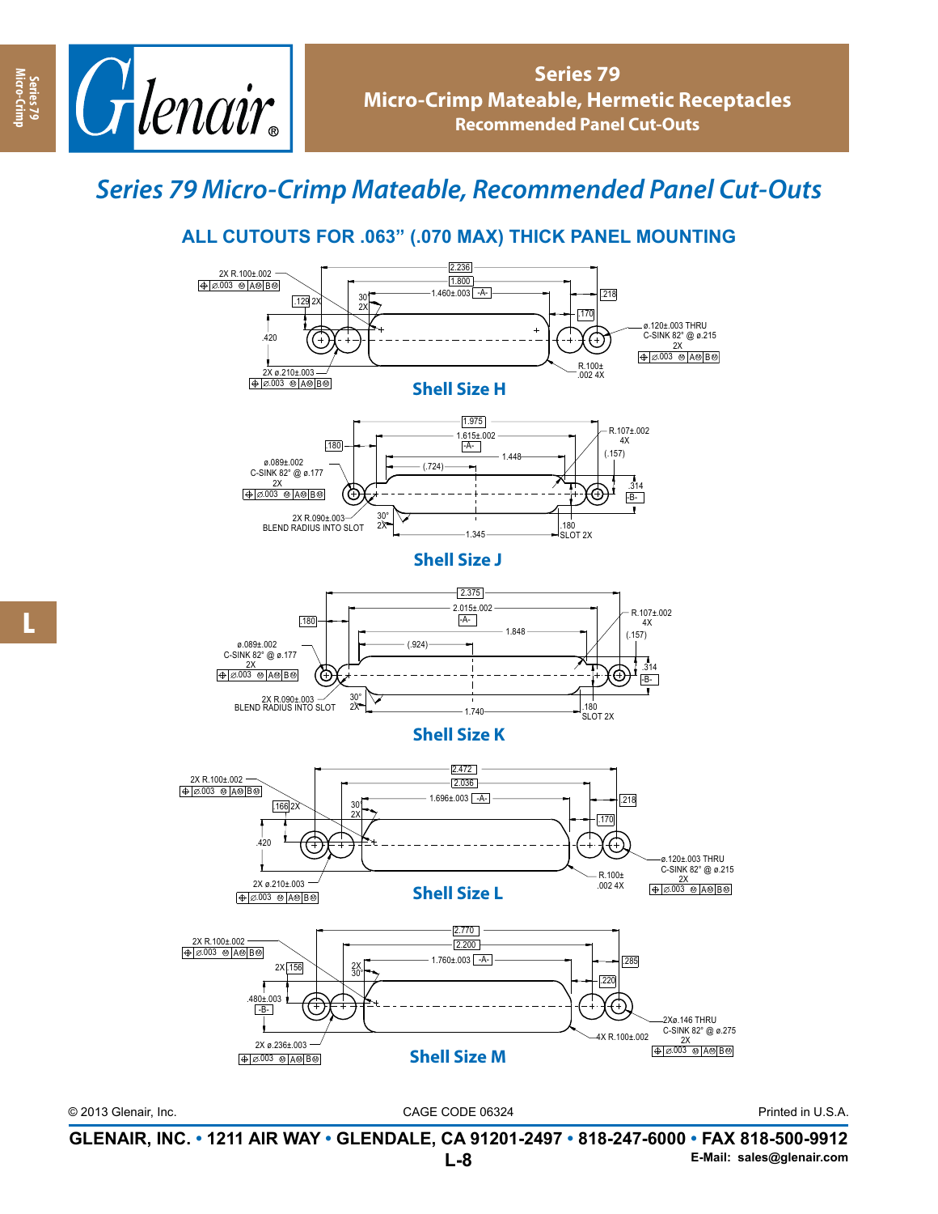# Series 79 Micro-Crimp Mateable, Recommended Panel Cut-Outs

## ALL CUTOUTS FOR .063" (.070 MAX) THICK PANEL MOUNTING

2.236
1.800
1.460±.003 -A-
2X R.100±.002
⌖ ⌀.003 Ⓜ A Ⓜ B Ⓜ
.129 2X
30° 2X
.218
.170
.420
ø.120±.003 THRU
C-SINK 82° @ ø.215
2X
⌖ ⌀.003 Ⓜ A Ⓜ B Ⓜ
2X ø.210±.003
⌖ ⌀.003 Ⓜ A Ⓜ B Ⓜ
R.100± .002 4X

**Shell Size H**

1.975
1.615±.002
-A-
.180
1.448
(.724)
R.107±.002
4X
(.157)
ø.089±.002
C-SINK 82° @ ø.177
2X
⌖ ⌀.003 Ⓜ A Ⓜ B Ⓜ
.314
-B-
2X R.090±.003
BLEND RADIUS INTO SLOT
30° 2X
1.345
.180
SLOT 2X

**Shell Size J**

2.375
2.015±.002
-A-
.180
1.848
(.924)
R.107±.002
4X
(.157)
ø.089±.002
C-SINK 82° @ ø.177
2X
⌖ ⌀.003 Ⓜ A Ⓜ B Ⓜ
.314
-B-
2X R.090±.003
BLEND RADIUS INTO SLOT
30° 2X
1.740
.180
SLOT 2X

**Shell Size K**

2.472
2.036
1.696±.003 -A-
2X R.100±.002
⌖ ⌀.003 Ⓜ A Ⓜ B Ⓜ
.166 2X
30° 2X
.218
.170
.420
2X ø.210±.003
⌖ ⌀.003 Ⓜ A Ⓜ B Ⓜ
R.100± .002 4X
ø.120±.003 THRU
C-SINK 82° @ ø.215
2X
⌖ ⌀.003 Ⓜ A Ⓜ B Ⓜ

**Shell Size L**

2.770
2.200
1.760±.003 -A-
2X R.100±.002
⌖ ⌀.003 Ⓜ A Ⓜ B Ⓜ
2X .156
2X 30°
.285
.220
.480±.003
-B-
2X ø.236±.003
⌖ ⌀.003 Ⓜ A Ⓜ B Ⓜ
4X R.100±.002
2Xø.146 THRU
C-SINK 82° @ ø.275
2X
⌖ ⌀.003 Ⓜ A Ⓜ B Ⓜ

**Shell Size M**

© 2013 Glenair, Inc. CAGE CODE 06324 Printed in U.S.A.

**GLENAIR, INC. • 1211 AIR WAY • GLENDALE, CA 91201-2497 • 818-247-6000 • FAX 818-500-9912**

**E-Mail: sales@glenair.com**